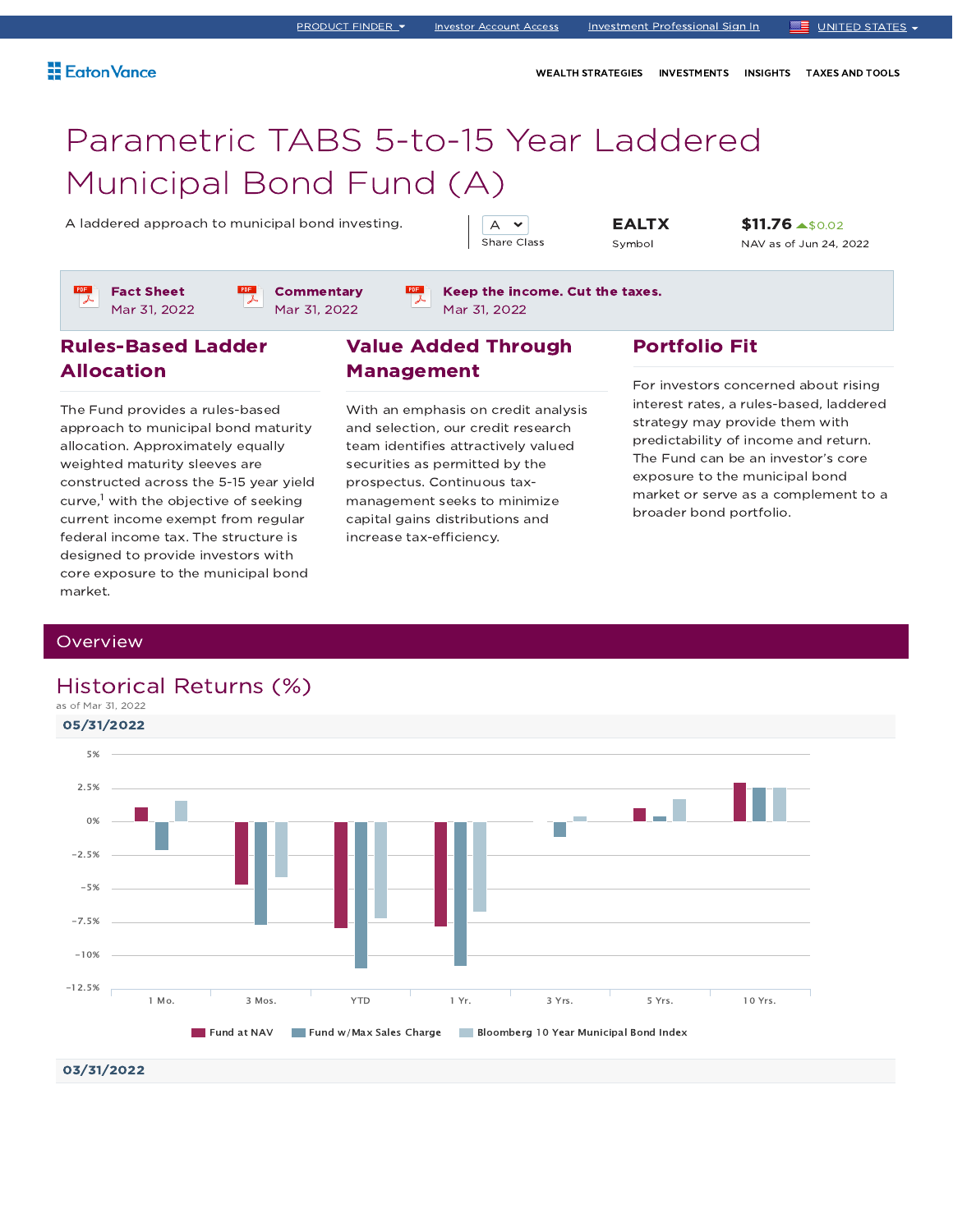PRODUCT FINDER | Investor Account Access | Investment Professional Sign In | UNITED STATES

Eaton Vance

WEALTH STRATEGIES | INVESTMENTS | INSIGHTS | TAXES AND TOOLS

# Parametric TABS 5-to-15 Year Laddered Municipal Bond Fund (A)

A laddered approach to municipal bond investing.

| A | EALTX | $11.76 ▲$0.02 |
|---|---|---|
| Share Class | Symbol | NAV as of Jun 24, 2022 |

**Fact Sheet** Mar 31, 2022

**Commentary** Mar 31, 2022

**Keep the income. Cut the taxes.** Mar 31, 2022

## Rules-Based Ladder Allocation

The Fund provides a rules-based approach to municipal bond maturity allocation. Approximately equally weighted maturity sleeves are constructed across the 5-15 year yield curve,[1] with the objective of seeking current income exempt from regular federal income tax. The structure is designed to provide investors with core exposure to the municipal bond market.

## Value Added Through Management

With an emphasis on credit analysis and selection, our credit research team identifies attractively valued securities as permitted by the prospectus. Continuous tax-management seeks to minimize capital gains distributions and increase tax-efficiency.

## Portfolio Fit

For investors concerned about rising interest rates, a rules-based, laddered strategy may provide them with predictability of income and return. The Fund can be an investor's core exposure to the municipal bond market or serve as a complement to a broader bond portfolio.

## Overview

### Historical Returns (%)

as of Mar 31, 2022

**05/31/2022**

Chart categories: 1 Mo., 3 Mos., YTD, 1 Yr., 3 Yrs., 5 Yrs., 10 Yrs.

Legend: Fund at NAV | Fund w/Max Sales Charge | Bloomberg 10 Year Municipal Bond Index

**03/31/2022**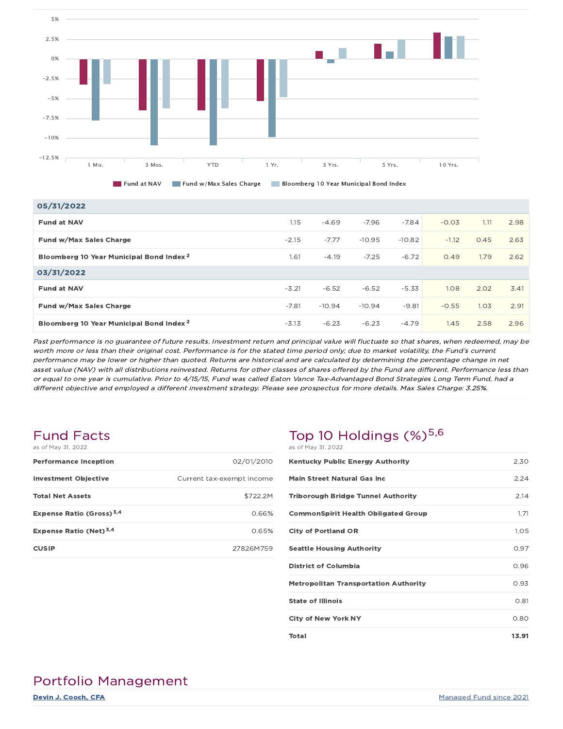| | 1 Mo. | 3 Mos. | YTD | 1 Yr. | 3 Yrs. | 5 Yrs. | 10 Yrs. |
|---|---|---|---|---|---|---|---|
| **05/31/2022** | | | | | | | |
| **Fund at NAV** | 1.15 | -4.69 | -7.96 | -7.84 | -0.03 | 1.11 | 2.98 |
| **Fund w/Max Sales Charge** | -2.15 | -7.77 | -10.95 | -10.82 | -1.12 | 0.45 | 2.63 |
| **Bloomberg 10 Year Municipal Bond Index** [2] | 1.61 | -4.19 | -7.25 | -6.72 | 0.49 | 1.79 | 2.62 |
| **03/31/2022** | | | | | | | |
| **Fund at NAV** | -3.21 | -6.52 | -6.52 | -5.33 | 1.08 | 2.02 | 3.41 |
| **Fund w/Max Sales Charge** | -7.81 | -10.94 | -10.94 | -9.81 | -0.55 | 1.03 | 2.91 |
| **Bloomberg 10 Year Municipal Bond Index** [2] | -3.13 | -6.23 | -6.23 | -4.79 | 1.45 | 2.58 | 2.96 |

*Past performance is no guarantee of future results. Investment return and principal value will fluctuate so that shares, when redeemed, may be worth more or less than their original cost. Performance is for the stated time period only; due to market volatility, the Fund's current performance may be lower or higher than quoted. Returns are historical and are calculated by determining the percentage change in net asset value (NAV) with all distributions reinvested. Returns for other classes of shares offered by the Fund are different. Performance less than or equal to one year is cumulative. Prior to 4/15/15, Fund was called Eaton Vance Tax-Advantaged Bond Strategies Long Term Fund, had a different objective and employed a different investment strategy. Please see prospectus for more details. Max Sales Charge: 3.25%.*

## Fund Facts

as of May 31, 2022

| | |
|---|---|
| **Performance Inception** | 02/01/2010 |
| **Investment Objective** | Current tax-exempt income |
| **Total Net Assets** | $722.2M |
| **Expense Ratio (Gross)** [3,4] | 0.66% |
| **Expense Ratio (Net)** [3,4] | 0.65% |
| **CUSIP** | 27826M759 |

## Top 10 Holdings (%)[5,6]

as of May 31, 2022

| | |
|---|---|
| **Kentucky Public Energy Authority** | 2.30 |
| **Main Street Natural Gas Inc** | 2.24 |
| **Triborough Bridge Tunnel Authority** | 2.14 |
| **CommonSpirit Health Obligated Group** | 1.71 |
| **City of Portland OR** | 1.05 |
| **Seattle Housing Authority** | 0.97 |
| **District of Columbia** | 0.96 |
| **Metropolitan Transportation Authority** | 0.93 |
| **State of Illinois** | 0.81 |
| **City of New York NY** | 0.80 |
| **Total** | **13.91** |

## Portfolio Management

| | |
|---|---|
| **Devin J. Cooch, CFA** | Managed Fund since 2021 |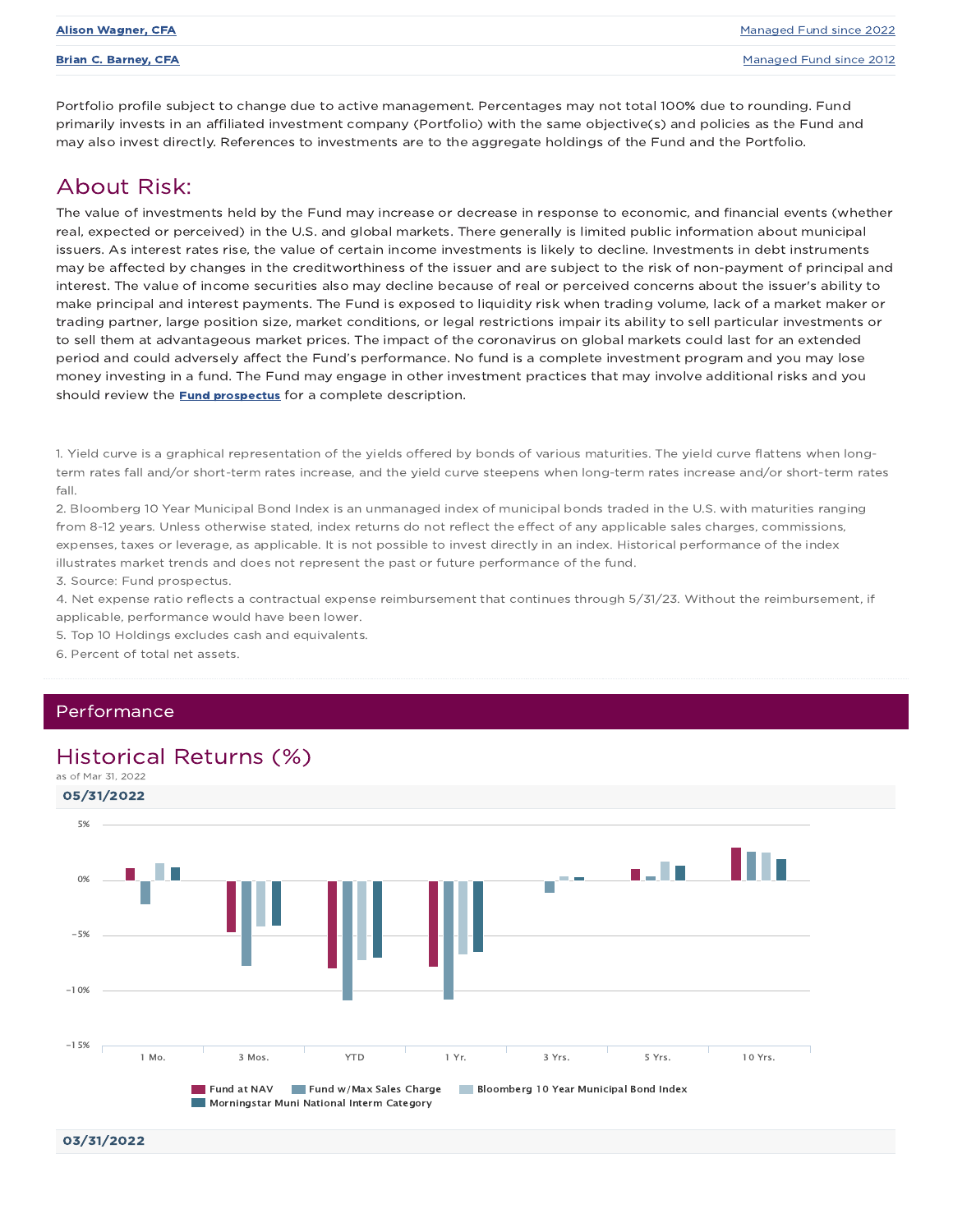| | |
|---|---|
| **Alison Wagner, CFA** | Managed Fund since 2022 |
| **Brian C. Barney, CFA** | Managed Fund since 2012 |

Portfolio profile subject to change due to active management. Percentages may not total 100% due to rounding. Fund primarily invests in an affiliated investment company (Portfolio) with the same objective(s) and policies as the Fund and may also invest directly. References to investments are to the aggregate holdings of the Fund and the Portfolio.

## About Risk:

The value of investments held by the Fund may increase or decrease in response to economic, and financial events (whether real, expected or perceived) in the U.S. and global markets. There generally is limited public information about municipal issuers. As interest rates rise, the value of certain income investments is likely to decline. Investments in debt instruments may be affected by changes in the creditworthiness of the issuer and are subject to the risk of non-payment of principal and interest. The value of income securities also may decline because of real or perceived concerns about the issuer's ability to make principal and interest payments. The Fund is exposed to liquidity risk when trading volume, lack of a market maker or trading partner, large position size, market conditions, or legal restrictions impair its ability to sell particular investments or to sell them at advantageous market prices. The impact of the coronavirus on global markets could last for an extended period and could adversely affect the Fund's performance. No fund is a complete investment program and you may lose money investing in a fund. The Fund may engage in other investment practices that may involve additional risks and you should review the **Fund prospectus** for a complete description.

1. Yield curve is a graphical representation of the yields offered by bonds of various maturities. The yield curve flattens when long-term rates fall and/or short-term rates increase, and the yield curve steepens when long-term rates increase and/or short-term rates fall.
2. Bloomberg 10 Year Municipal Bond Index is an unmanaged index of municipal bonds traded in the U.S. with maturities ranging from 8-12 years. Unless otherwise stated, index returns do not reflect the effect of any applicable sales charges, commissions, expenses, taxes or leverage, as applicable. It is not possible to invest directly in an index. Historical performance of the index illustrates market trends and does not represent the past or future performance of the fund.
3. Source: Fund prospectus.
4. Net expense ratio reflects a contractual expense reimbursement that continues through 5/31/23. Without the reimbursement, if applicable, performance would have been lower.
5. Top 10 Holdings excludes cash and equivalents.
6. Percent of total net assets.

## Performance

## Historical Returns (%)

as of Mar 31, 2022

**05/31/2022**

Chart categories: 1 Mo., 3 Mos., YTD, 1 Yr., 3 Yrs., 5 Yrs., 10 Yrs.

Legend: Fund at NAV; Fund w/Max Sales Charge; Bloomberg 10 Year Municipal Bond Index; Morningstar Muni National Interm Category

**03/31/2022**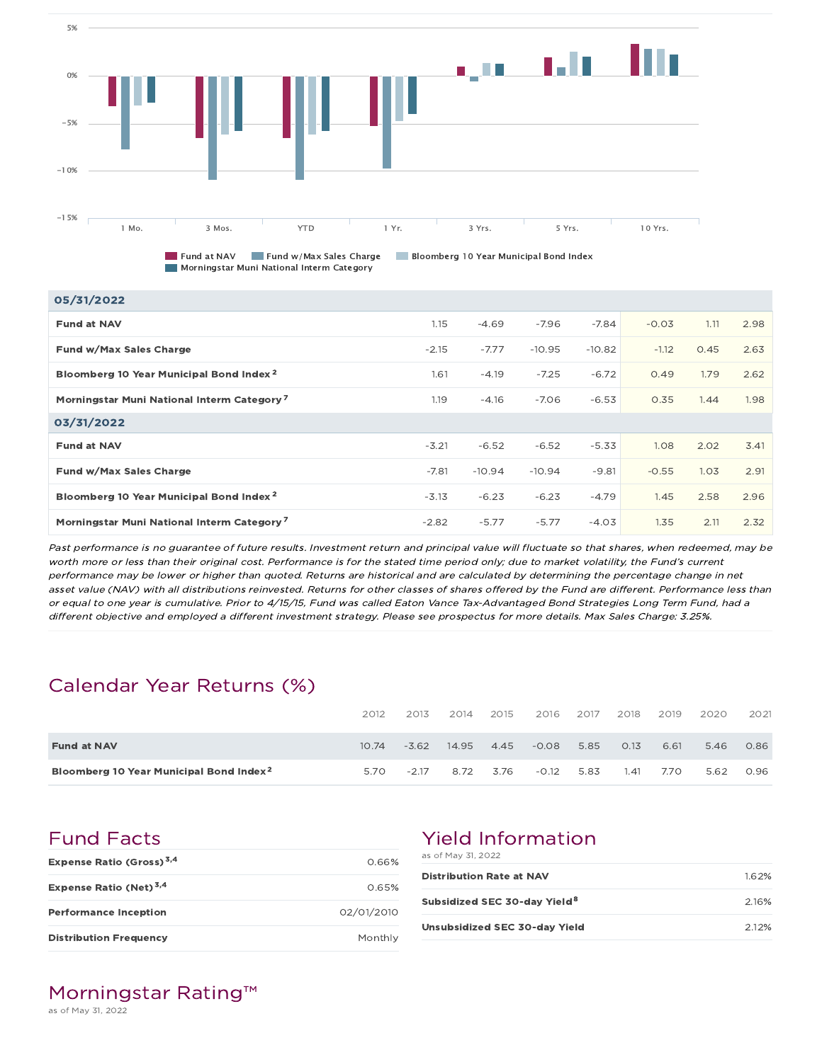| | 1 Mo. | 3 Mos. | YTD | 1 Yr. | 3 Yrs. | 5 Yrs. | 10 Yrs. |
|---|---|---|---|---|---|---|---|
| **05/31/2022** | | | | | | | |
| **Fund at NAV** | 1.15 | -4.69 | -7.96 | -7.84 | -0.03 | 1.11 | 2.98 |
| **Fund w/Max Sales Charge** | -2.15 | -7.77 | -10.95 | -10.82 | -1.12 | 0.45 | 2.63 |
| **Bloomberg 10 Year Municipal Bond Index[2]** | 1.61 | -4.19 | -7.25 | -6.72 | 0.49 | 1.79 | 2.62 |
| **Morningstar Muni National Interm Category[7]** | 1.19 | -4.16 | -7.06 | -6.53 | 0.35 | 1.44 | 1.98 |
| **03/31/2022** | | | | | | | |
| **Fund at NAV** | -3.21 | -6.52 | -6.52 | -5.33 | 1.08 | 2.02 | 3.41 |
| **Fund w/Max Sales Charge** | -7.81 | -10.94 | -10.94 | -9.81 | -0.55 | 1.03 | 2.91 |
| **Bloomberg 10 Year Municipal Bond Index[2]** | -3.13 | -6.23 | -6.23 | -4.79 | 1.45 | 2.58 | 2.96 |
| **Morningstar Muni National Interm Category[7]** | -2.82 | -5.77 | -5.77 | -4.03 | 1.35 | 2.11 | 2.32 |

*Past performance is no guarantee of future results. Investment return and principal value will fluctuate so that shares, when redeemed, may be worth more or less than their original cost. Performance is for the stated time period only; due to market volatility, the Fund's current performance may be lower or higher than quoted. Returns are historical and are calculated by determining the percentage change in net asset value (NAV) with all distributions reinvested. Returns for other classes of shares offered by the Fund are different. Performance less than or equal to one year is cumulative. Prior to 4/15/15, Fund was called Eaton Vance Tax-Advantaged Bond Strategies Long Term Fund, had a different objective and employed a different investment strategy. Please see prospectus for more details. Max Sales Charge: 3.25%.*

## Calendar Year Returns (%)

| | 2012 | 2013 | 2014 | 2015 | 2016 | 2017 | 2018 | 2019 | 2020 | 2021 |
|---|---|---|---|---|---|---|---|---|---|---|
| **Fund at NAV** | 10.74 | -3.62 | 14.95 | 4.45 | -0.08 | 5.85 | 0.13 | 6.61 | 5.46 | 0.86 |
| **Bloomberg 10 Year Municipal Bond Index[2]** | 5.70 | -2.17 | 8.72 | 3.76 | -0.12 | 5.83 | 1.41 | 7.70 | 5.62 | 0.96 |

## Fund Facts

| | |
|---|---|
| **Expense Ratio (Gross)[3,4]** | 0.66% |
| **Expense Ratio (Net)[3,4]** | 0.65% |
| **Performance Inception** | 02/01/2010 |
| **Distribution Frequency** | Monthly |

## Yield Information

as of May 31, 2022

| | |
|---|---|
| **Distribution Rate at NAV** | 1.62% |
| **Subsidized SEC 30-day Yield[8]** | 2.16% |
| **Unsubsidized SEC 30-day Yield** | 2.12% |

## Morningstar Rating™

as of May 31, 2022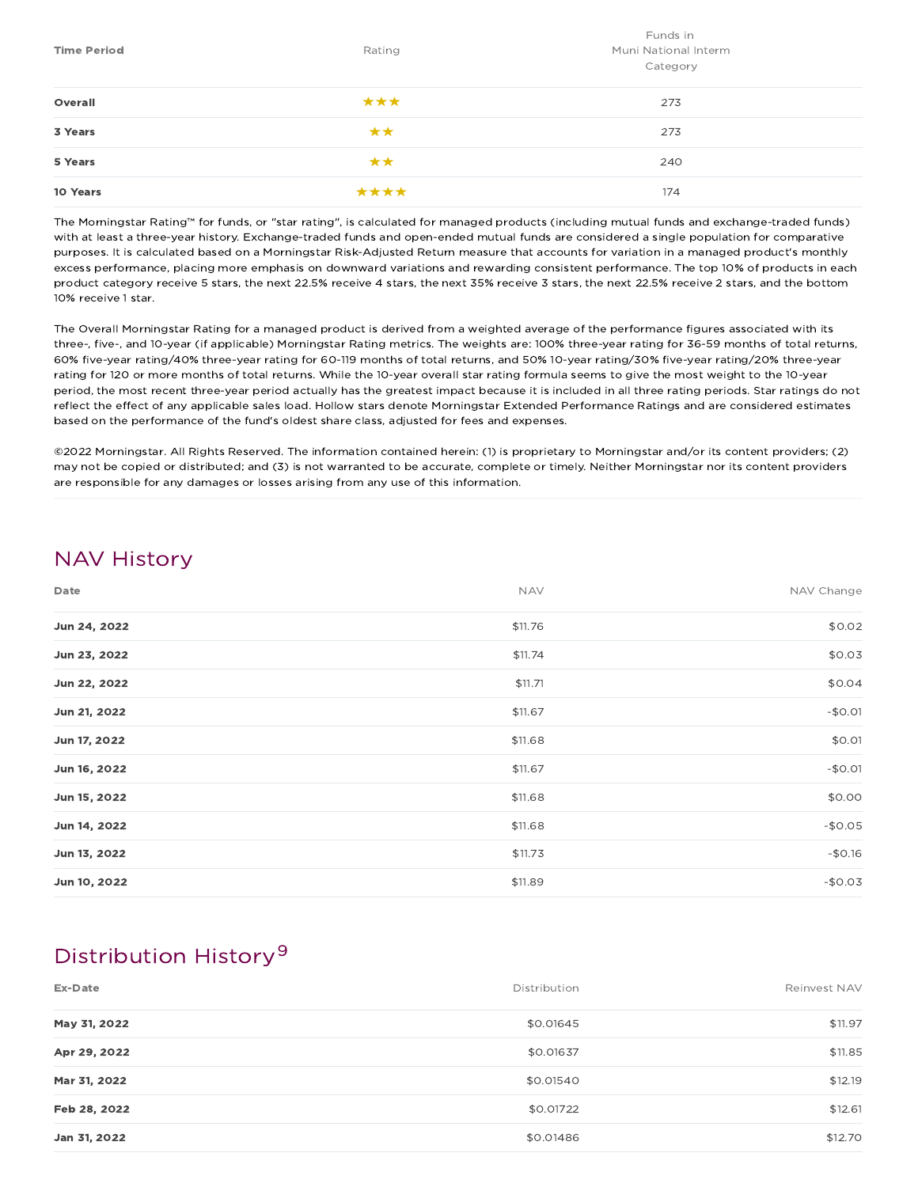| Time Period | Rating | Funds in Muni National Interm Category |
|---|---|---|
| **Overall** | ★★★ | 273 |
| **3 Years** | ★★ | 273 |
| **5 Years** | ★★ | 240 |
| **10 Years** | ★★★★ | 174 |

The Morningstar Rating™ for funds, or "star rating", is calculated for managed products (including mutual funds and exchange-traded funds) with at least a three-year history. Exchange-traded funds and open-ended mutual funds are considered a single population for comparative purposes. It is calculated based on a Morningstar Risk-Adjusted Return measure that accounts for variation in a managed product's monthly excess performance, placing more emphasis on downward variations and rewarding consistent performance. The top 10% of products in each product category receive 5 stars, the next 22.5% receive 4 stars, the next 35% receive 3 stars, the next 22.5% receive 2 stars, and the bottom 10% receive 1 star.

The Overall Morningstar Rating for a managed product is derived from a weighted average of the performance figures associated with its three-, five-, and 10-year (if applicable) Morningstar Rating metrics. The weights are: 100% three-year rating for 36-59 months of total returns, 60% five-year rating/40% three-year rating for 60-119 months of total returns, and 50% 10-year rating/30% five-year rating/20% three-year rating for 120 or more months of total returns. While the 10-year overall star rating formula seems to give the most weight to the 10-year period, the most recent three-year period actually has the greatest impact because it is included in all three rating periods. Star ratings do not reflect the effect of any applicable sales load. Hollow stars denote Morningstar Extended Performance Ratings and are considered estimates based on the performance of the fund's oldest share class, adjusted for fees and expenses.

©2022 Morningstar. All Rights Reserved. The information contained herein: (1) is proprietary to Morningstar and/or its content providers; (2) may not be copied or distributed; and (3) is not warranted to be accurate, complete or timely. Neither Morningstar nor its content providers are responsible for any damages or losses arising from any use of this information.

## NAV History

| Date | NAV | NAV Change |
|---|---|---|
| **Jun 24, 2022** | $11.76 | $0.02 |
| **Jun 23, 2022** | $11.74 | $0.03 |
| **Jun 22, 2022** | $11.71 | $0.04 |
| **Jun 21, 2022** | $11.67 | -$0.01 |
| **Jun 17, 2022** | $11.68 | $0.01 |
| **Jun 16, 2022** | $11.67 | -$0.01 |
| **Jun 15, 2022** | $11.68 | $0.00 |
| **Jun 14, 2022** | $11.68 | -$0.05 |
| **Jun 13, 2022** | $11.73 | -$0.16 |
| **Jun 10, 2022** | $11.89 | -$0.03 |

## Distribution History[9]

| Ex-Date | Distribution | Reinvest NAV |
|---|---|---|
| **May 31, 2022** | $0.01645 | $11.97 |
| **Apr 29, 2022** | $0.01637 | $11.85 |
| **Mar 31, 2022** | $0.01540 | $12.19 |
| **Feb 28, 2022** | $0.01722 | $12.61 |
| **Jan 31, 2022** | $0.01486 | $12.70 |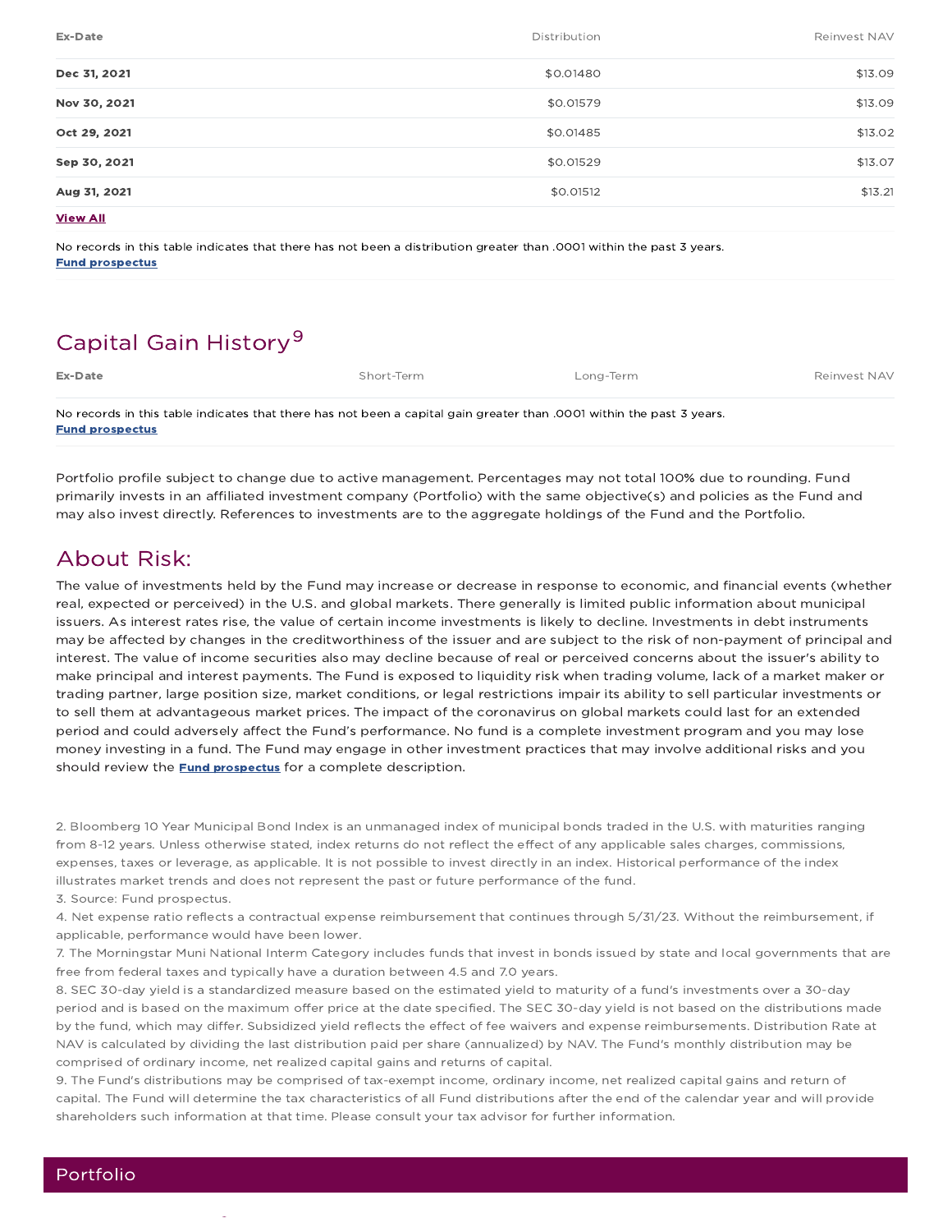| Ex-Date | Distribution | Reinvest NAV |
| --- | --- | --- |
| **Dec 31, 2021** | $0.01480 | $13.09 |
| **Nov 30, 2021** | $0.01579 | $13.09 |
| **Oct 29, 2021** | $0.01485 | $13.02 |
| **Sep 30, 2021** | $0.01529 | $13.07 |
| **Aug 31, 2021** | $0.01512 | $13.21 |

**View All**

No records in this table indicates that there has not been a distribution greater than .0001 within the past 3 years.
**Fund prospectus**

## Capital Gain History[9]

| Ex-Date | Short-Term | Long-Term | Reinvest NAV |
| --- | --- | --- | --- |

No records in this table indicates that there has not been a capital gain greater than .0001 within the past 3 years.
**Fund prospectus**

Portfolio profile subject to change due to active management. Percentages may not total 100% due to rounding. Fund primarily invests in an affiliated investment company (Portfolio) with the same objective(s) and policies as the Fund and may also invest directly. References to investments are to the aggregate holdings of the Fund and the Portfolio.

## About Risk:

The value of investments held by the Fund may increase or decrease in response to economic, and financial events (whether real, expected or perceived) in the U.S. and global markets. There generally is limited public information about municipal issuers. As interest rates rise, the value of certain income investments is likely to decline. Investments in debt instruments may be affected by changes in the creditworthiness of the issuer and are subject to the risk of non-payment of principal and interest. The value of income securities also may decline because of real or perceived concerns about the issuer's ability to make principal and interest payments. The Fund is exposed to liquidity risk when trading volume, lack of a market maker or trading partner, large position size, market conditions, or legal restrictions impair its ability to sell particular investments or to sell them at advantageous market prices. The impact of the coronavirus on global markets could last for an extended period and could adversely affect the Fund's performance. No fund is a complete investment program and you may lose money investing in a fund. The Fund may engage in other investment practices that may involve additional risks and you should review the **Fund prospectus** for a complete description.

2. Bloomberg 10 Year Municipal Bond Index is an unmanaged index of municipal bonds traded in the U.S. with maturities ranging from 8-12 years. Unless otherwise stated, index returns do not reflect the effect of any applicable sales charges, commissions, expenses, taxes or leverage, as applicable. It is not possible to invest directly in an index. Historical performance of the index illustrates market trends and does not represent the past or future performance of the fund.
3. Source: Fund prospectus.
4. Net expense ratio reflects a contractual expense reimbursement that continues through 5/31/23. Without the reimbursement, if applicable, performance would have been lower.
7. The Morningstar Muni National Interm Category includes funds that invest in bonds issued by state and local governments that are free from federal taxes and typically have a duration between 4.5 and 7.0 years.
8. SEC 30-day yield is a standardized measure based on the estimated yield to maturity of a fund's investments over a 30-day period and is based on the maximum offer price at the date specified. The SEC 30-day yield is not based on the distributions made by the fund, which may differ. Subsidized yield reflects the effect of fee waivers and expense reimbursements. Distribution Rate at NAV is calculated by dividing the last distribution paid per share (annualized) by NAV. The Fund's monthly distribution may be comprised of ordinary income, net realized capital gains and returns of capital.
9. The Fund's distributions may be comprised of tax-exempt income, ordinary income, net realized capital gains and return of capital. The Fund will determine the tax characteristics of all Fund distributions after the end of the calendar year and will provide shareholders such information at that time. Please consult your tax advisor for further information.

## Portfolio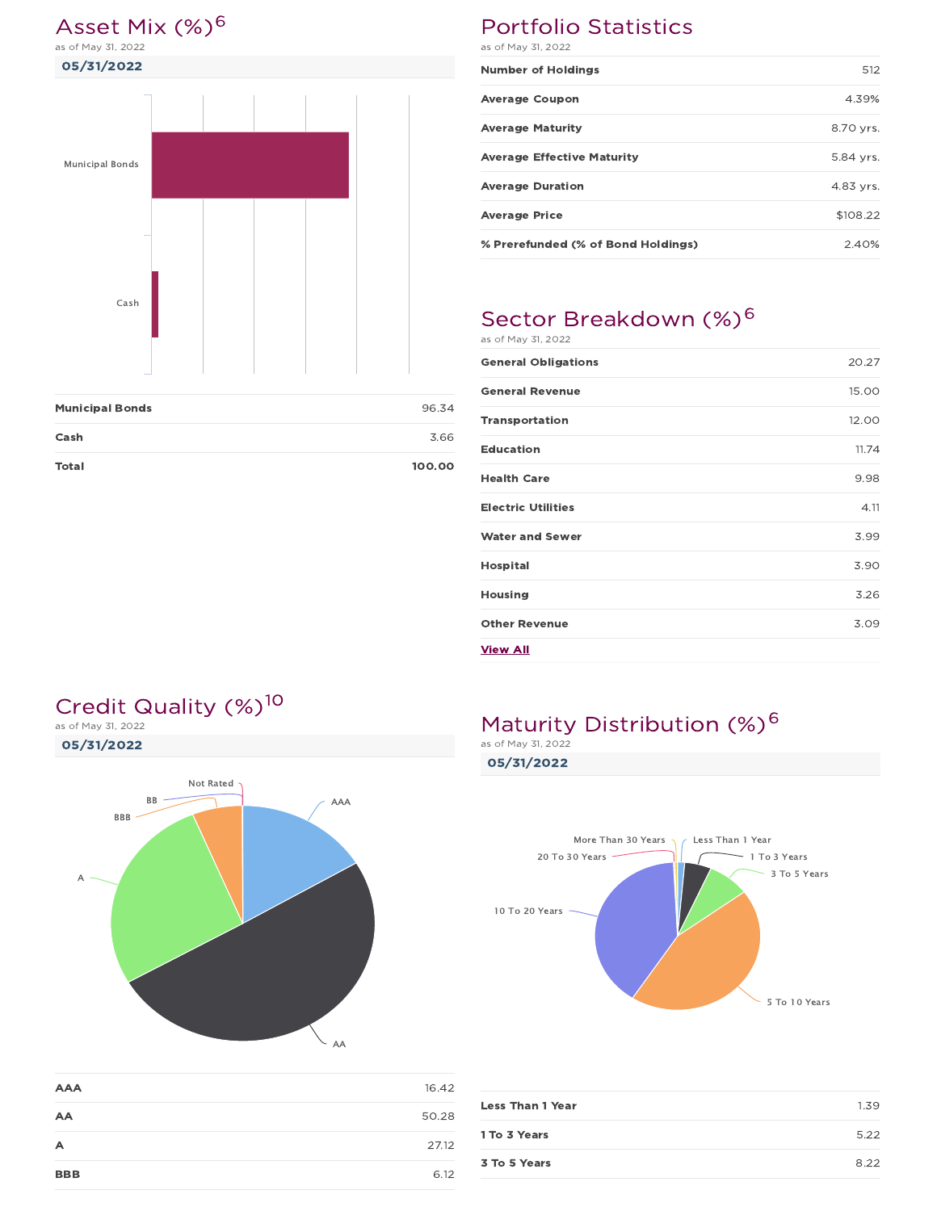## Asset Mix (%)[6]

as of May 31, 2022

**05/31/2022**

| | |
|---|---|
| Municipal Bonds | 96.34 |
| Cash | 3.66 |
| **Total** | **100.00** |

## Portfolio Statistics

as of May 31, 2022

| | |
|---|---|
| Number of Holdings | 512 |
| Average Coupon | 4.39% |
| Average Maturity | 8.70 yrs. |
| Average Effective Maturity | 5.84 yrs. |
| Average Duration | 4.83 yrs. |
| Average Price | $108.22 |
| % Prerefunded (% of Bond Holdings) | 2.40% |

## Sector Breakdown (%)[6]

as of May 31, 2022

| | |
|---|---|
| General Obligations | 20.27 |
| General Revenue | 15.00 |
| Transportation | 12.00 |
| Education | 11.74 |
| Health Care | 9.98 |
| Electric Utilities | 4.11 |
| Water and Sewer | 3.99 |
| Hospital | 3.90 |
| Housing | 3.26 |
| Other Revenue | 3.09 |

View All

## Credit Quality (%)[10]

as of May 31, 2022

**05/31/2022**

| | |
|---|---|
| AAA | 16.42 |
| AA | 50.28 |
| A | 27.12 |
| BBB | 6.12 |

## Maturity Distribution (%)[6]

as of May 31, 2022

**05/31/2022**

| | |
|---|---|
| Less Than 1 Year | 1.39 |
| 1 To 3 Years | 5.22 |
| 3 To 5 Years | 8.22 |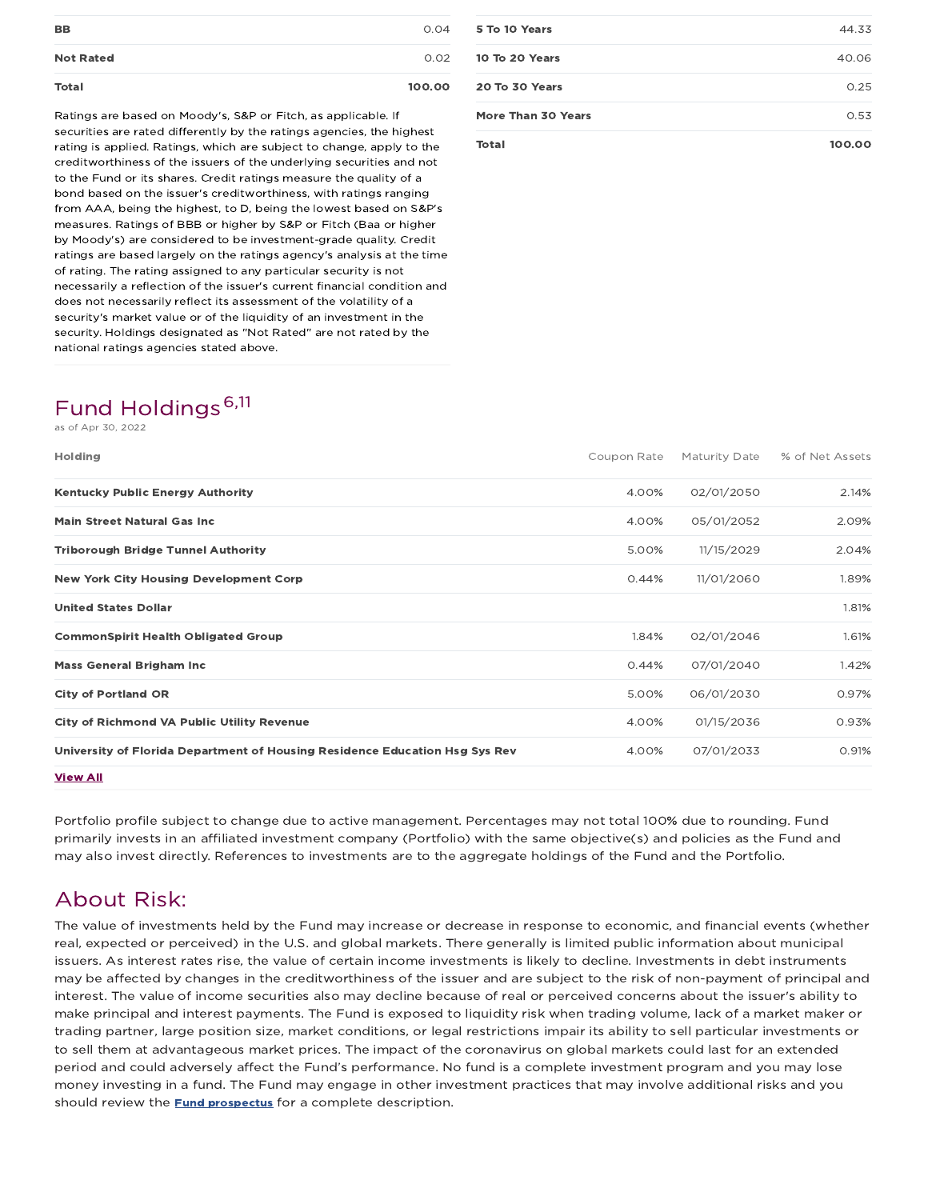| | |
|---|---|
| **BB** | 0.04 |
| **Not Rated** | 0.02 |
| **Total** | **100.00** |

Ratings are based on Moody's, S&P or Fitch, as applicable. If securities are rated differently by the ratings agencies, the highest rating is applied. Ratings, which are subject to change, apply to the creditworthiness of the issuers of the underlying securities and not to the Fund or its shares. Credit ratings measure the quality of a bond based on the issuer's creditworthiness, with ratings ranging from AAA, being the highest, to D, being the lowest based on S&P's measures. Ratings of BBB or higher by S&P or Fitch (Baa or higher by Moody's) are considered to be investment-grade quality. Credit ratings are based largely on the ratings agency's analysis at the time of rating. The rating assigned to any particular security is not necessarily a reflection of the issuer's current financial condition and does not necessarily reflect its assessment of the volatility of a security's market value or of the liquidity of an investment in the security. Holdings designated as "Not Rated" are not rated by the national ratings agencies stated above.

| | |
|---|---|
| **5 To 10 Years** | 44.33 |
| **10 To 20 Years** | 40.06 |
| **20 To 30 Years** | 0.25 |
| **More Than 30 Years** | 0.53 |
| **Total** | **100.00** |

## Fund Holdings[6,11]

as of Apr 30, 2022

| Holding | Coupon Rate | Maturity Date | % of Net Assets |
|---|---|---|---|
| **Kentucky Public Energy Authority** | 4.00% | 02/01/2050 | 2.14% |
| **Main Street Natural Gas Inc** | 4.00% | 05/01/2052 | 2.09% |
| **Triborough Bridge Tunnel Authority** | 5.00% | 11/15/2029 | 2.04% |
| **New York City Housing Development Corp** | 0.44% | 11/01/2060 | 1.89% |
| **United States Dollar** | | | 1.81% |
| **CommonSpirit Health Obligated Group** | 1.84% | 02/01/2046 | 1.61% |
| **Mass General Brigham Inc** | 0.44% | 07/01/2040 | 1.42% |
| **City of Portland OR** | 5.00% | 06/01/2030 | 0.97% |
| **City of Richmond VA Public Utility Revenue** | 4.00% | 01/15/2036 | 0.93% |
| **University of Florida Department of Housing Residence Education Hsg Sys Rev** | 4.00% | 07/01/2033 | 0.91% |

**View All**

Portfolio profile subject to change due to active management. Percentages may not total 100% due to rounding. Fund primarily invests in an affiliated investment company (Portfolio) with the same objective(s) and policies as the Fund and may also invest directly. References to investments are to the aggregate holdings of the Fund and the Portfolio.

## About Risk:

The value of investments held by the Fund may increase or decrease in response to economic, and financial events (whether real, expected or perceived) in the U.S. and global markets. There generally is limited public information about municipal issuers. As interest rates rise, the value of certain income investments is likely to decline. Investments in debt instruments may be affected by changes in the creditworthiness of the issuer and are subject to the risk of non-payment of principal and interest. The value of income securities also may decline because of real or perceived concerns about the issuer's ability to make principal and interest payments. The Fund is exposed to liquidity risk when trading volume, lack of a market maker or trading partner, large position size, market conditions, or legal restrictions impair its ability to sell particular investments or to sell them at advantageous market prices. The impact of the coronavirus on global markets could last for an extended period and could adversely affect the Fund's performance. No fund is a complete investment program and you may lose money investing in a fund. The Fund may engage in other investment practices that may involve additional risks and you should review the **Fund prospectus** for a complete description.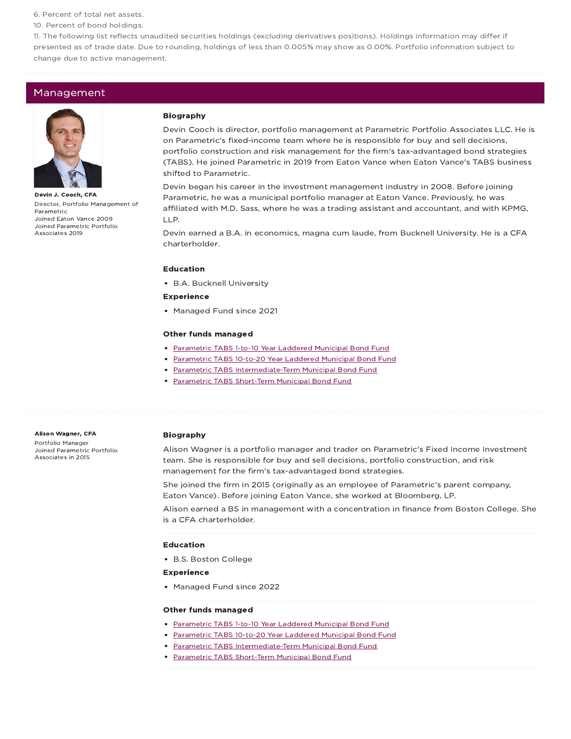6. Percent of total net assets.

10. Percent of bond holdings.

11. The following list reflects unaudited securities holdings (excluding derivatives positions). Holdings information may differ if presented as of trade date. Due to rounding, holdings of less than 0.005% may show as 0.00%. Portfolio information subject to change due to active management.

## Management

**Devin J. Cooch, CFA**

Director, Portfolio Management of Parametric

Joined Eaton Vance 2009

Joined Parametric Portfolio Associates 2019

### Biography

Devin Cooch is director, portfolio management at Parametric Portfolio Associates LLC. He is on Parametric's fixed-income team where he is responsible for buy and sell decisions, portfolio construction and risk management for the firm's tax-advantaged bond strategies (TABS). He joined Parametric in 2019 from Eaton Vance when Eaton Vance's TABS business shifted to Parametric.

Devin began his career in the investment management industry in 2008. Before joining Parametric, he was a municipal portfolio manager at Eaton Vance. Previously, he was affiliated with M.D. Sass, where he was a trading assistant and accountant, and with KPMG, LLP.

Devin earned a B.A. in economics, magna cum laude, from Bucknell University. He is a CFA charterholder.

### Education

- B.A. Bucknell University

### Experience

- Managed Fund since 2021

### Other funds managed

- Parametric TABS 1-to-10 Year Laddered Municipal Bond Fund
- Parametric TABS 10-to-20 Year Laddered Municipal Bond Fund
- Parametric TABS Intermediate-Term Municipal Bond Fund
- Parametric TABS Short-Term Municipal Bond Fund

**Alison Wagner, CFA**

Portfolio Manager

Joined Parametric Portfolio Associates in 2015

### Biography

Alison Wagner is a portfolio manager and trader on Parametric's Fixed Income Investment team. She is responsible for buy and sell decisions, portfolio construction, and risk management for the firm's tax-advantaged bond strategies.

She joined the firm in 2015 (originally as an employee of Parametric's parent company, Eaton Vance). Before joining Eaton Vance, she worked at Bloomberg, LP.

Alison earned a BS in management with a concentration in finance from Boston College. She is a CFA charterholder.

### Education

- B.S. Boston College

### Experience

- Managed Fund since 2022

### Other funds managed

- Parametric TABS 1-to-10 Year Laddered Municipal Bond Fund
- Parametric TABS 10-to-20 Year Laddered Municipal Bond Fund
- Parametric TABS Intermediate-Term Municipal Bond Fund
- Parametric TABS Short-Term Municipal Bond Fund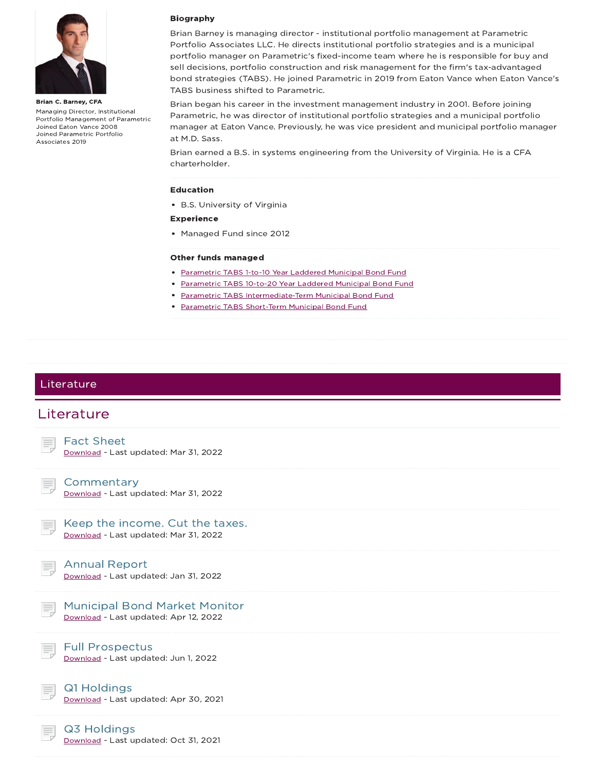**Brian C. Barney, CFA**

Managing Director, Institutional Portfolio Management of Parametric
Joined Eaton Vance 2008
Joined Parametric Portfolio Associates 2019

**Biography**

Brian Barney is managing director - institutional portfolio management at Parametric Portfolio Associates LLC. He directs institutional portfolio strategies and is a municipal portfolio manager on Parametric's fixed-income team where he is responsible for buy and sell decisions, portfolio construction and risk management for the firm's tax-advantaged bond strategies (TABS). He joined Parametric in 2019 from Eaton Vance when Eaton Vance's TABS business shifted to Parametric.

Brian began his career in the investment management industry in 2001. Before joining Parametric, he was director of institutional portfolio strategies and a municipal portfolio manager at Eaton Vance. Previously, he was vice president and municipal portfolio manager at M.D. Sass.

Brian earned a B.S. in systems engineering from the University of Virginia. He is a CFA charterholder.

**Education**

- B.S. University of Virginia

**Experience**

- Managed Fund since 2012

**Other funds managed**

- Parametric TABS 1-to-10 Year Laddered Municipal Bond Fund
- Parametric TABS 10-to-20 Year Laddered Municipal Bond Fund
- Parametric TABS Intermediate-Term Municipal Bond Fund
- Parametric TABS Short-Term Municipal Bond Fund

## Literature

## Literature

### Fact Sheet
Download - Last updated: Mar 31, 2022

### Commentary
Download - Last updated: Mar 31, 2022

### Keep the income. Cut the taxes.
Download - Last updated: Mar 31, 2022

### Annual Report
Download - Last updated: Jan 31, 2022

### Municipal Bond Market Monitor
Download - Last updated: Apr 12, 2022

### Full Prospectus
Download - Last updated: Jun 1, 2022

### Q1 Holdings
Download - Last updated: Apr 30, 2021

### Q3 Holdings
Download - Last updated: Oct 31, 2021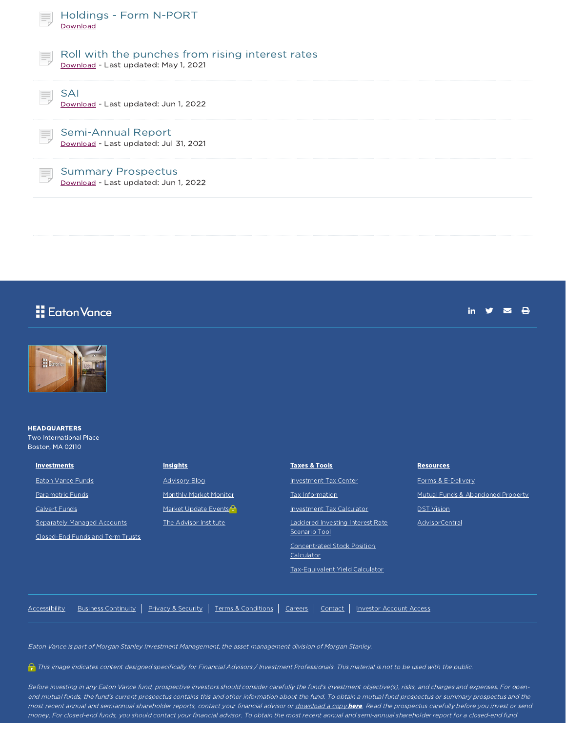### Holdings - Form N-PORT
Download

### Roll with the punches from rising interest rates
Download - Last updated: May 1, 2021

### SAI
Download - Last updated: Jun 1, 2022

### Semi-Annual Report
Download - Last updated: Jul 31, 2021

### Summary Prospectus
Download - Last updated: Jun 1, 2022

Eaton Vance

**HEADQUARTERS**
Two International Place
Boston, MA 02110

**Investments**

- Eaton Vance Funds
- Parametric Funds
- Calvert Funds
- Separately Managed Accounts
- Closed-End Funds and Term Trusts

**Insights**

- Advisory Blog
- Monthly Market Monitor
- Market Update Events
- The Advisor Institute

**Taxes & Tools**

- Investment Tax Center
- Tax Information
- Investment Tax Calculator
- Laddered Investing Interest Rate Scenario Tool
- Concentrated Stock Position Calculator
- Tax-Equivalent Yield Calculator

**Resources**

- Forms & E-Delivery
- Mutual Funds & Abandoned Property
- DST Vision
- AdvisorCentral

Accessibility | Business Continuity | Privacy & Security | Terms & Conditions | Careers | Contact | Investor Account Access

*Eaton Vance is part of Morgan Stanley Investment Management, the asset management division of Morgan Stanley.*

*This image indicates content designed specifically for Financial Advisors / Investment Professionals. This material is not to be used with the public.*

*Before investing in any Eaton Vance fund, prospective investors should consider carefully the fund's investment objective(s), risks, and charges and expenses. For open-end mutual funds, the fund's current prospectus contains this and other information about the fund. To obtain a mutual fund prospectus or summary prospectus and the most recent annual and semiannual shareholder reports, contact your financial advisor or download a copy **here**. Read the prospectus carefully before you invest or send money. For closed-end funds, you should contact your financial advisor. To obtain the most recent annual and semi-annual shareholder report for a closed-end fund*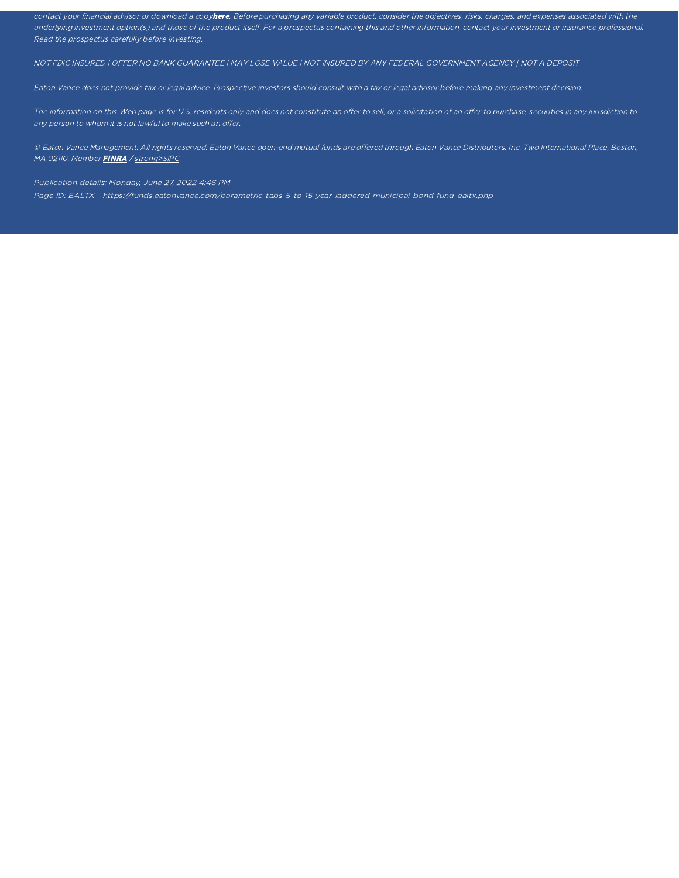*contact your financial advisor or download a copy**here**. Before purchasing any variable product, consider the objectives, risks, charges, and expenses associated with the underlying investment option(s) and those of the product itself. For a prospectus containing this and other information, contact your investment or insurance professional. Read the prospectus carefully before investing.*

*NOT FDIC INSURED | OFFER NO BANK GUARANTEE | MAY LOSE VALUE | NOT INSURED BY ANY FEDERAL GOVERNMENT AGENCY | NOT A DEPOSIT*

*Eaton Vance does not provide tax or legal advice. Prospective investors should consult with a tax or legal advisor before making any investment decision.*

*The information on this Web page is for U.S. residents only and does not constitute an offer to sell, or a solicitation of an offer to purchase, securities in any jurisdiction to any person to whom it is not lawful to make such an offer.*

*© Eaton Vance Management. All rights reserved. Eaton Vance open-end mutual funds are offered through Eaton Vance Distributors, Inc. Two International Place, Boston, MA 02110. Member **FINRA** / strong>SIPC*

*Publication details: Monday, June 27, 2022 4:46 PM*
*Page ID: EALTX - https://funds.eatonvance.com/parametric-tabs-5-to-15-year-laddered-municipal-bond-fund-ealtx.php*